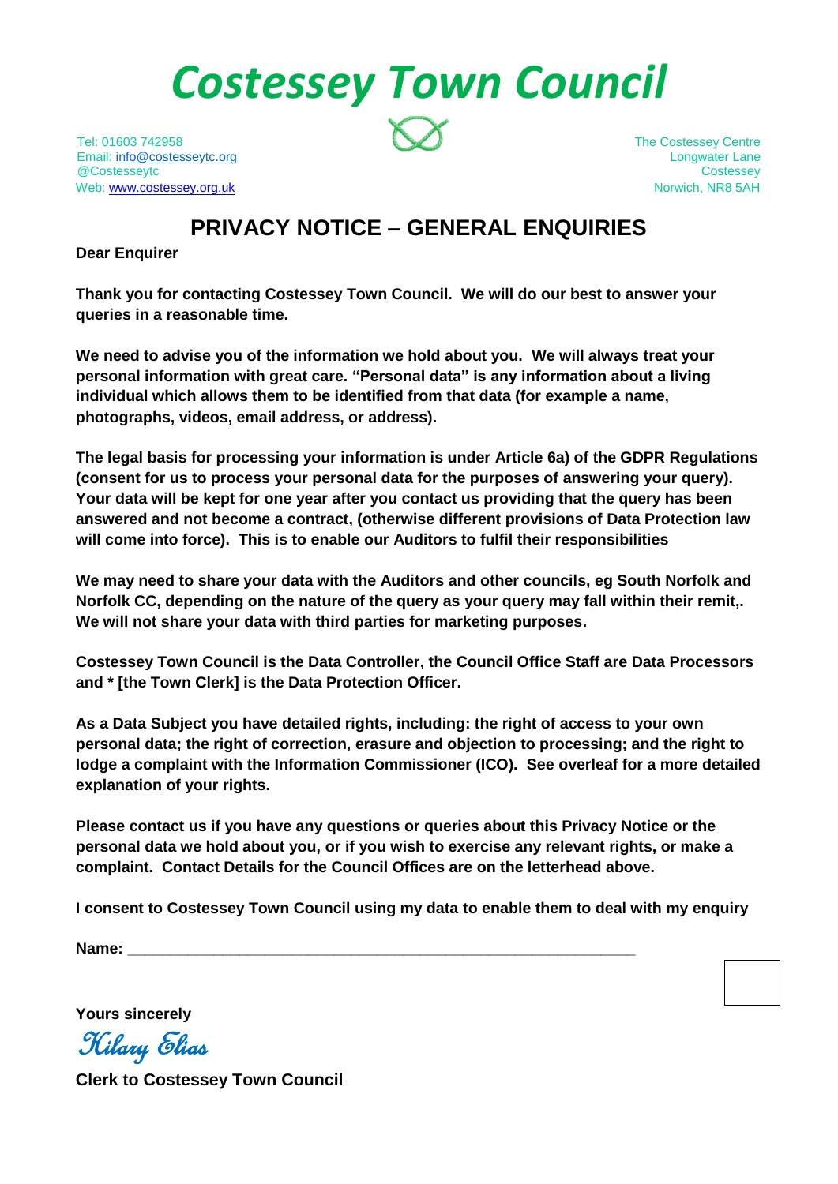# Costessey Town Council

Tel: 01603 742958
Email: info@costesseytc.org
@Costesseytc
Web: www.costessey.org.uk

The Costessey Centre
Longwater Lane
Costessey
Norwich, NR8 5AH

## PRIVACY NOTICE – GENERAL ENQUIRIES

**Dear Enquirer**

**Thank you for contacting Costessey Town Council. We will do our best to answer your queries in a reasonable time.**

**We need to advise you of the information we hold about you. We will always treat your personal information with great care. "Personal data" is any information about a living individual which allows them to be identified from that data (for example a name, photographs, videos, email address, or address).**

**The legal basis for processing your information is under Article 6a) of the GDPR Regulations (consent for us to process your personal data for the purposes of answering your query). Your data will be kept for one year after you contact us providing that the query has been answered and not become a contract, (otherwise different provisions of Data Protection law will come into force). This is to enable our Auditors to fulfil their responsibilities**

**We may need to share your data with the Auditors and other councils, eg South Norfolk and Norfolk CC, depending on the nature of the query as your query may fall within their remit,. We will not share your data with third parties for marketing purposes.**

**Costessey Town Council is the Data Controller, the Council Office Staff are Data Processors and * [the Town Clerk] is the Data Protection Officer.**

**As a Data Subject you have detailed rights, including: the right of access to your own personal data; the right of correction, erasure and objection to processing; and the right to lodge a complaint with the Information Commissioner (ICO). See overleaf for a more detailed explanation of your rights.**

**Please contact us if you have any questions or queries about this Privacy Notice or the personal data we hold about you, or if you wish to exercise any relevant rights, or make a complaint. Contact Details for the Council Offices are on the letterhead above.**

**I consent to Costessey Town Council using my data to enable them to deal with my enquiry**

**Name:** ______________________________________________________ ☐

**Yours sincerely**

*Hilary Elias*

**Clerk to Costessey Town Council**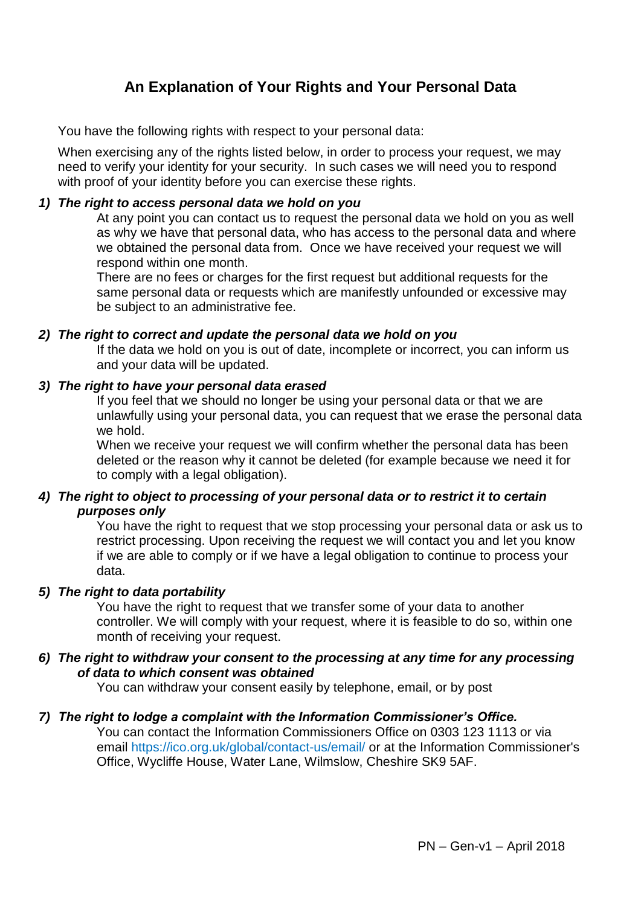# An Explanation of Your Rights and Your Personal Data

You have the following rights with respect to your personal data:

When exercising any of the rights listed below, in order to process your request, we may need to verify your identity for your security. In such cases we will need you to respond with proof of your identity before you can exercise these rights.

1) ***The right to access personal data we hold on you***

   At any point you can contact us to request the personal data we hold on you as well as why we have that personal data, who has access to the personal data and where we obtained the personal data from. Once we have received your request we will respond within one month.

   There are no fees or charges for the first request but additional requests for the same personal data or requests which are manifestly unfounded or excessive may be subject to an administrative fee.

2) ***The right to correct and update the personal data we hold on you***

   If the data we hold on you is out of date, incomplete or incorrect, you can inform us and your data will be updated.

3) ***The right to have your personal data erased***

   If you feel that we should no longer be using your personal data or that we are unlawfully using your personal data, you can request that we erase the personal data we hold.

   When we receive your request we will confirm whether the personal data has been deleted or the reason why it cannot be deleted (for example because we need it for to comply with a legal obligation).

4) ***The right to object to processing of your personal data or to restrict it to certain purposes only***

   You have the right to request that we stop processing your personal data or ask us to restrict processing. Upon receiving the request we will contact you and let you know if we are able to comply or if we have a legal obligation to continue to process your data.

5) ***The right to data portability***

   You have the right to request that we transfer some of your data to another controller. We will comply with your request, where it is feasible to do so, within one month of receiving your request.

6) ***The right to withdraw your consent to the processing at any time for any processing of data to which consent was obtained***

   You can withdraw your consent easily by telephone, email, or by post

7) ***The right to lodge a complaint with the Information Commissioner's Office.***

   You can contact the Information Commissioners Office on 0303 123 1113 or via email https://ico.org.uk/global/contact-us/email/ or at the Information Commissioner's Office, Wycliffe House, Water Lane, Wilmslow, Cheshire SK9 5AF.

PN – Gen-v1 – April 2018